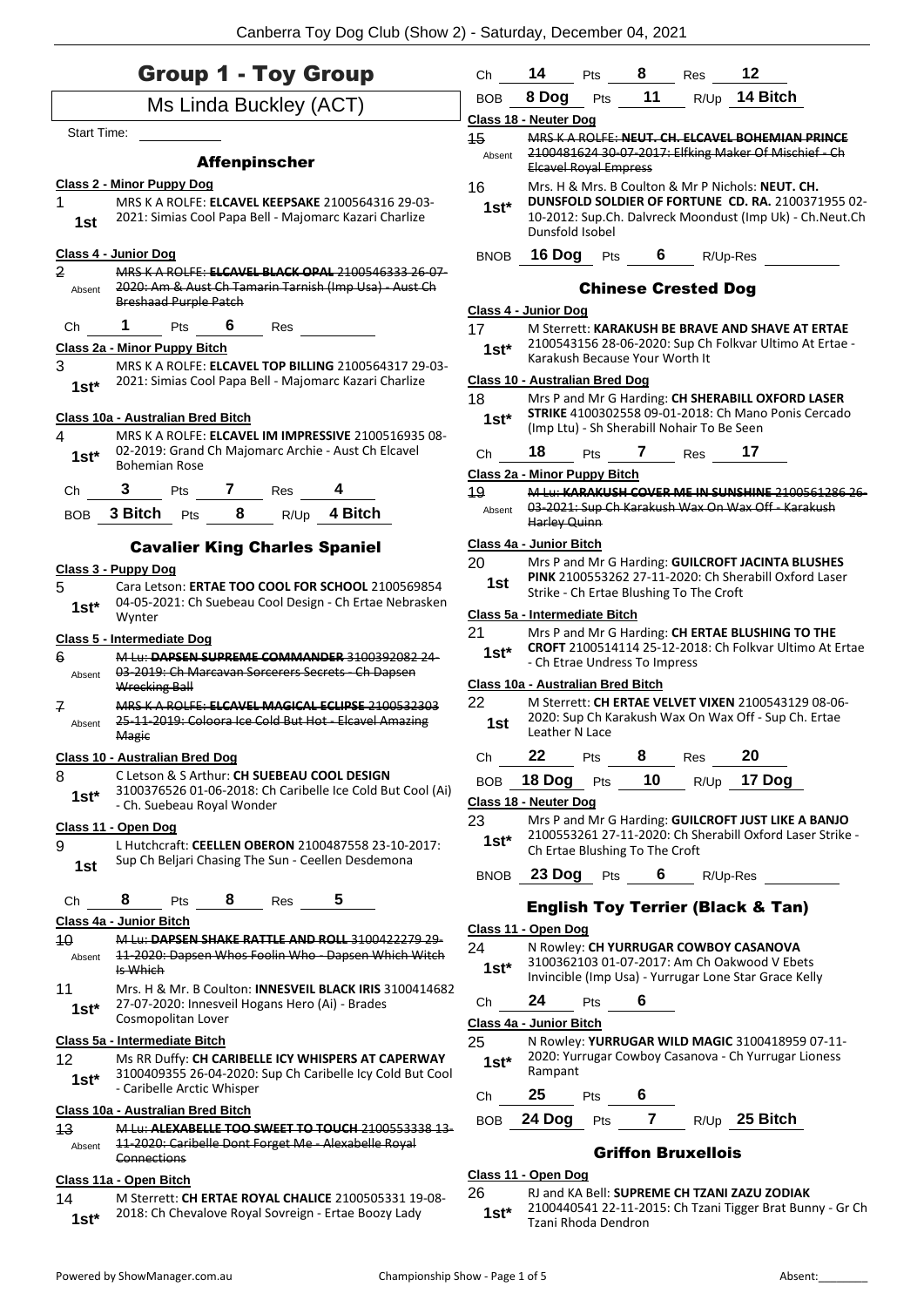# Group 1 - Toy Group

## Ms Linda Buckley (ACT)

Start Time:

### Affenpinscher

**Class 2 - Minor Puppy Dog**

1 — 1st — MRS K A ROLFE: **ELCAVEL KEEPSAKE** 2100564316 29-03-2021: Simias Cool Papa Bell - Majomarc Kazari Charlize

**Class 4 - Junior Dog**

2 — Absent — ~~MRS K A ROLFE: ELCAVEL BLACK OPAL 2100546333 26-07-2020: Am & Aust Ch Tamarin Tarnish (Imp Usa) - Aust Ch Breshaad Purple Patch~~

Ch 1 Pts 6 Res

**Class 2a - Minor Puppy Bitch**

3 — 1st* — MRS K A ROLFE: **ELCAVEL TOP BILLING** 2100564317 29-03-2021: Simias Cool Papa Bell - Majomarc Kazari Charlize

**Class 10a - Australian Bred Bitch**

4 — 1st* — MRS K A ROLFE: **ELCAVEL IM IMPRESSIVE** 2100516935 08-02-2019: Grand Ch Majomarc Archie - Aust Ch Elcavel Bohemian Rose

Ch 3 Pts 7 Res 4

BOB 3 Bitch Pts 8 R/Up 4 Bitch

### Cavalier King Charles Spaniel

**Class 3 - Puppy Dog**

5 — 1st* — Cara Letson: **ERTAE TOO COOL FOR SCHOOL** 2100569854 04-05-2021: Ch Suebeau Cool Design - Ch Ertae Nebrasken Wynter

**Class 5 - Intermediate Dog**

6 — Absent — ~~M Lu: DAPSEN SUPREME COMMANDER 3100392082 24-03-2019: Ch Marcavan Sorcerers Secrets - Ch Dapsen Wrecking Ball~~

7 — Absent — ~~MRS K A ROLFE: ELCAVEL MAGICAL ECLIPSE 2100532303 25-11-2019: Coloora Ice Cold But Hot - Elcavel Amazing Magic~~

**Class 10 - Australian Bred Dog**

8 — 1st* — C Letson & S Arthur: **CH SUEBEAU COOL DESIGN** 3100376526 01-06-2018: Ch Caribelle Ice Cold But Cool (Ai) - Ch. Suebeau Royal Wonder

**Class 11 - Open Dog**

9 — 1st — L Hutchcraft: **CEELLEN OBERON** 2100487558 23-10-2017: Sup Ch Beljari Chasing The Sun - Ceellen Desdemona

Ch 8 Pts 8 Res 5

**Class 4a - Junior Bitch**

10 — Absent — ~~M Lu: DAPSEN SHAKE RATTLE AND ROLL 3100422279 29-11-2020: Dapsen Whos Foolin Who - Dapsen Which Witch Is Which~~

11 — 1st* — Mrs. H & Mr. B Coulton: **INNESVEIL BLACK IRIS** 3100414682 27-07-2020: Innesveil Hogans Hero (Ai) - Brades Cosmopolitan Lover

**Class 5a - Intermediate Bitch**

12 — 1st* — Ms RR Duffy: **CH CARIBELLE ICY WHISPERS AT CAPERWAY** 3100409355 26-04-2020: Sup Ch Caribelle Icy Cold But Cool - Caribelle Arctic Whisper

**Class 10a - Australian Bred Bitch**

13 — Absent — ~~M Lu: ALEXABELLE TOO SWEET TO TOUCH 2100553338 13-11-2020: Caribelle Dont Forget Me - Alexabelle Royal Connections~~

**Class 11a - Open Bitch**

14 — 1st* — M Sterrett: **CH ERTAE ROYAL CHALICE** 2100505331 19-08-2018: Ch Chevalove Royal Sovreign - Ertae Boozy Lady

Ch 14 Pts 8 Res 12

BOB 8 Dog Pts 11 R/Up 14 Bitch

**Class 18 - Neuter Dog**

15 — Absent — ~~MRS K A ROLFE: NEUT. CH. ELCAVEL BOHEMIAN PRINCE 2100481624 30-07-2017: Elfking Maker Of Mischief - Ch Elcavel Royal Empress~~

16 — 1st* — Mrs. H & Mrs. B Coulton & Mr P Nichols: **NEUT. CH. DUNSFOLD SOLDIER OF FORTUNE CD. RA.** 2100371955 02-10-2012: Sup.Ch. Dalvreck Moondust (Imp Uk) - Ch.Neut.Ch Dunsfold Isobel

BNOB 16 Dog Pts 6 R/Up-Res

### Chinese Crested Dog

**Class 4 - Junior Dog**

17 — 1st* — M Sterrett: **KARAKUSH BE BRAVE AND SHAVE AT ERTAE** 2100543156 28-06-2020: Sup Ch Folkvar Ultimo At Ertae - Karakush Because Your Worth It

**Class 10 - Australian Bred Dog**

18 — 1st* — Mrs P and Mr G Harding: **CH SHERABILL OXFORD LASER STRIKE** 4100302558 09-01-2018: Ch Mano Ponis Cercado (Imp Ltu) - Sh Sherabill Nohair To Be Seen

Ch 18 Pts 7 Res 17

**Class 2a - Minor Puppy Bitch**

19 — Absent — ~~M Lu: KARAKUSH COVER ME IN SUNSHINE 2100561286 26-03-2021: Sup Ch Karakush Wax On Wax Off - Karakush Harley Quinn~~

**Class 4a - Junior Bitch**

20 — 1st — Mrs P and Mr G Harding: **GUILCROFT JACINTA BLUSHES PINK** 2100553262 27-11-2020: Ch Sherabill Oxford Laser Strike - Ch Ertae Blushing To The Croft

**Class 5a - Intermediate Bitch**

21 — 1st* — Mrs P and Mr G Harding: **CH ERTAE BLUSHING TO THE CROFT** 2100514114 25-12-2018: Ch Folkvar Ultimo At Ertae - Ch Ertae Undress To Impress

**Class 10a - Australian Bred Bitch**

22 — 1st — M Sterrett: **CH ERTAE VELVET VIXEN** 2100543129 08-06-2020: Sup Ch Karakush Wax On Wax Off - Sup Ch. Ertae Leather N Lace

Ch 22 Pts 8 Res 20

BOB 18 Dog Pts 10 R/Up 17 Dog

**Class 18 - Neuter Dog**

23 — 1st* — Mrs P and Mr G Harding: **GUILCROFT JUST LIKE A BANJO** 2100553261 27-11-2020: Ch Sherabill Oxford Laser Strike - Ch Ertae Blushing To The Croft

BNOB 23 Dog Pts 6 R/Up-Res

### English Toy Terrier (Black & Tan)

**Class 11 - Open Dog**

24 — 1st* — N Rowley: **CH YURRUGAR COWBOY CASANOVA** 3100362103 01-07-2017: Am Ch Oakwood V Ebets Invincible (Imp Usa) - Yurrugar Lone Star Grace Kelly

Ch 24 Pts 6

**Class 4a - Junior Bitch**

25 — 1st* — N Rowley: **YURRUGAR WILD MAGIC** 3100418959 07-11-2020: Yurrugar Cowboy Casanova - Ch Yurrugar Lioness Rampant

Ch 25 Pts 6

BOB 24 Dog Pts 7 R/Up 25 Bitch

### Griffon Bruxellois

**Class 11 - Open Dog**

26 — 1st* — RJ and KA Bell: **SUPREME CH TZANI ZAZU ZODIAK** 2100440541 22-11-2015: Ch Tzani Tigger Brat Bunny - Gr Ch Tzani Rhoda Dendron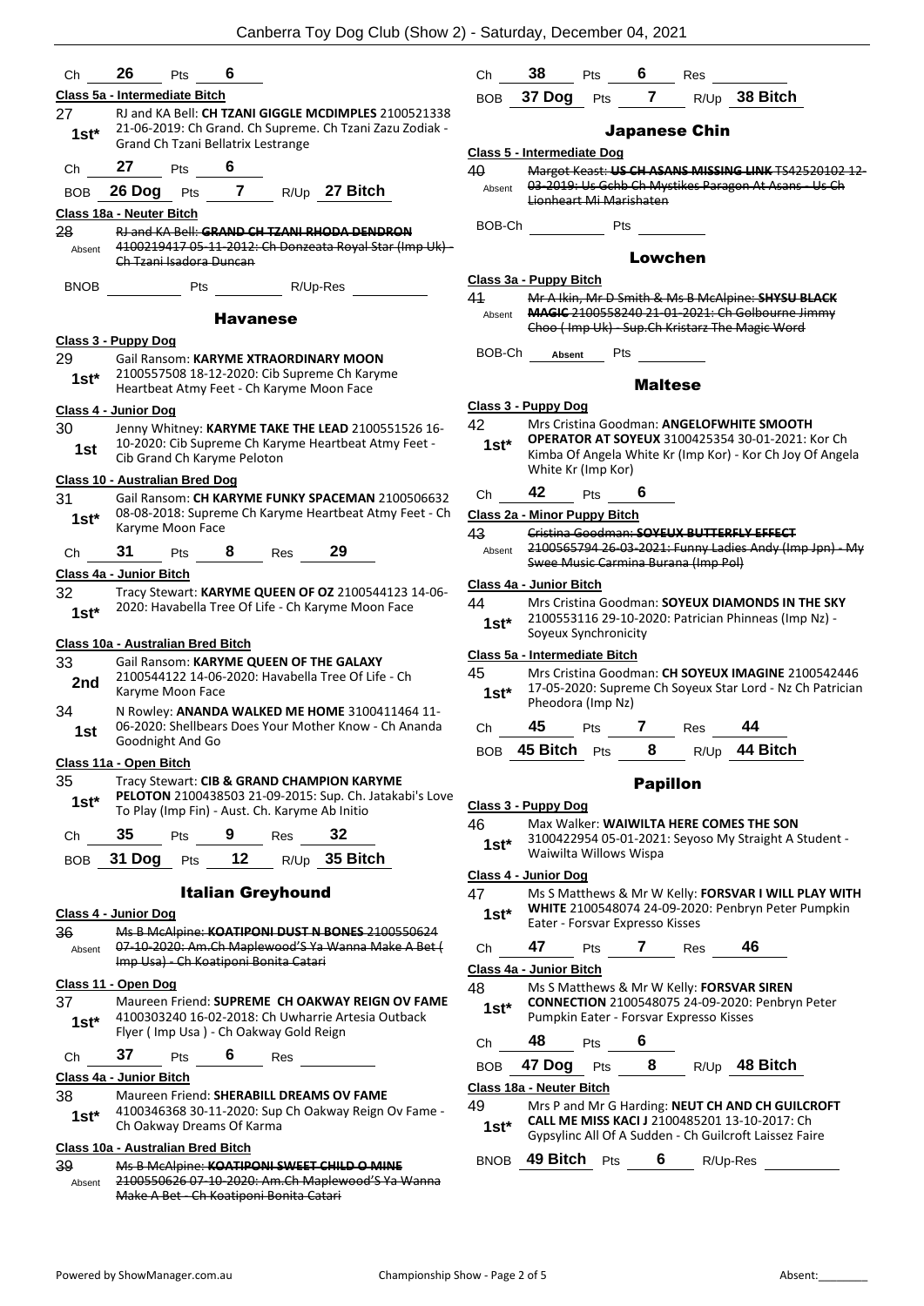Ch 26 Pts 6

**Class 5a - Intermediate Bitch**

27 1st* RJ and KA Bell: **CH TZANI GIGGLE MCDIMPLES** 2100521338 21-06-2019: Ch Grand. Ch Supreme. Ch Tzani Zazu Zodiak - Grand Ch Tzani Bellatrix Lestrange

Ch 27 Pts 6

BOB 26 Dog Pts 7 R/Up 27 Bitch

**Class 18a - Neuter Bitch**

28 Absent ~~RJ and KA Bell: **GRAND CH TZANI RHODA DENDRON** 4100219417 05-11-2012: Ch Donzeata Royal Star (Imp Uk) - Ch Tzani Isadora Duncan~~

BNOB Pts R/Up-Res

## Havanese

**Class 3 - Puppy Dog**

29 1st* Gail Ransom: **KARYME XTRAORDINARY MOON** 2100557508 18-12-2020: Cib Supreme Ch Karyme Heartbeat Atmy Feet - Ch Karyme Moon Face

**Class 4 - Junior Dog**

30 1st Jenny Whitney: **KARYME TAKE THE LEAD** 2100551526 16-10-2020: Cib Supreme Ch Karyme Heartbeat Atmy Feet - Cib Grand Ch Karyme Peloton

**Class 10 - Australian Bred Dog**

31 1st* Gail Ransom: **CH KARYME FUNKY SPACEMAN** 2100506632 08-08-2018: Supreme Ch Karyme Heartbeat Atmy Feet - Ch Karyme Moon Face

Ch 31 Pts 8 Res 29

**Class 4a - Junior Bitch**

32 1st* Tracy Stewart: **KARYME QUEEN OF OZ** 2100544123 14-06-2020: Havabella Tree Of Life - Ch Karyme Moon Face

**Class 10a - Australian Bred Bitch**

33 2nd Gail Ransom: **KARYME QUEEN OF THE GALAXY** 2100544122 14-06-2020: Havabella Tree Of Life - Ch Karyme Moon Face

34 1st N Rowley: **ANANDA WALKED ME HOME** 3100411464 11-06-2020: Shellbears Does Your Mother Know - Ch Ananda Goodnight And Go

**Class 11a - Open Bitch**

35 1st* Tracy Stewart: **CIB & GRAND CHAMPION KARYME PELOTON** 2100438503 21-09-2015: Sup. Ch. Jatakabi's Love To Play (Imp Fin) - Aust. Ch. Karyme Ab Initio

Ch 35 Pts 9 Res 32

BOB 31 Dog Pts 12 R/Up 35 Bitch

## Italian Greyhound

**Class 4 - Junior Dog**

36 Absent ~~Ms B McAlpine: **KOATIPONI DUST N BONES** 2100550624 07-10-2020: Am.Ch Maplewood'S Ya Wanna Make A Bet ( Imp Usa) - Ch Koatiponi Bonita Catari~~

**Class 11 - Open Dog**

37 1st* Maureen Friend: **SUPREME CH OAKWAY REIGN OV FAME** 4100303240 16-02-2018: Ch Uwharrie Artesia Outback Flyer ( Imp Usa ) - Ch Oakway Gold Reign

Ch 37 Pts 6 Res

**Class 4a - Junior Bitch**

38 1st* Maureen Friend: **SHERABILL DREAMS OV FAME** 4100346368 30-11-2020: Sup Ch Oakway Reign Ov Fame - Ch Oakway Dreams Of Karma

**Class 10a - Australian Bred Bitch**

39 Absent ~~Ms B McAlpine: **KOATIPONI SWEET CHILD O MINE** 2100550626 07-10-2020: Am.Ch Maplewood'S Ya Wanna Make A Bet - Ch Koatiponi Bonita Catari~~

Ch 38 Pts 6 Res

BOB 37 Dog Pts 7 R/Up 38 Bitch

## Japanese Chin

**Class 5 - Intermediate Dog**

40 Absent ~~Margot Keast: **US CH ASANS MISSING LINK** TS42520102 12-03-2019: Us Gchb Ch Mystikos Paragon At Asans - Us Ch Lionheart Mi Marishaten~~

BOB-Ch Pts

## Lowchen

**Class 3a - Puppy Bitch**

41 Absent ~~Mr A Ikin, Mr D Smith & Ms B McAlpine: **SHYSU BLACK MAGIC** 2100558240 21-01-2021: Ch Golbourne Jimmy Choo ( Imp Uk) - Sup.Ch Kristarz The Magic Word~~

BOB-Ch Absent Pts

## Maltese

**Class 3 - Puppy Dog**

42 1st* Mrs Cristina Goodman: **ANGELOFWHITE SMOOTH OPERATOR AT SOYEUX** 3100425354 30-01-2021: Kor Ch Kimba Of Angela White Kr (Imp Kor) - Kor Ch Joy Of Angela White Kr (Imp Kor)

Ch 42 Pts 6

**Class 2a - Minor Puppy Bitch**

43 Absent ~~Cristina Goodman: **SOYEUX BUTTERFLY EFFECT** 2100565794 26-03-2021: Funny Ladies Andy (Imp Jpn) - My Swee Music Carmina Burana (Imp Pol)~~

**Class 4a - Junior Bitch**

44 1st* Mrs Cristina Goodman: **SOYEUX DIAMONDS IN THE SKY** 2100553116 29-10-2020: Patrician Phinneas (Imp Nz) - Soyeux Synchronicity

**Class 5a - Intermediate Bitch**

45 1st* Mrs Cristina Goodman: **CH SOYEUX IMAGINE** 2100542446 17-05-2020: Supreme Ch Soyeux Star Lord - Nz Ch Patrician Pheodora (Imp Nz)

Ch 45 Pts 7 Res 44

BOB 45 Bitch Pts 8 R/Up 44 Bitch

## Papillon

**Class 3 - Puppy Dog**

46 1st* Max Walker: **WAIWILTA HERE COMES THE SON** 3100422954 05-01-2021: Seyoso My Straight A Student - Waiwilta Willows Wispa

**Class 4 - Junior Dog**

47 1st* Ms S Matthews & Mr W Kelly: **FORSVAR I WILL PLAY WITH WHITE** 2100548074 24-09-2020: Penbryn Peter Pumpkin Eater - Forsvar Expresso Kisses

Ch 47 Pts 7 Res 46

**Class 4a - Junior Bitch**

48 1st* Ms S Matthews & Mr W Kelly: **FORSVAR SIREN CONNECTION** 2100548075 24-09-2020: Penbryn Peter Pumpkin Eater - Forsvar Expresso Kisses

Ch 48 Pts 6

BOB 47 Dog Pts 8 R/Up 48 Bitch

**Class 18a - Neuter Bitch**

49 1st* Mrs P and Mr G Harding: **NEUT CH AND CH GUILCROFT CALL ME MISS KACI J** 2100485201 13-10-2017: Ch Gypsylinc All Of A Sudden - Ch Guilcroft Laissez Faire

BNOB 49 Bitch Pts 6 R/Up-Res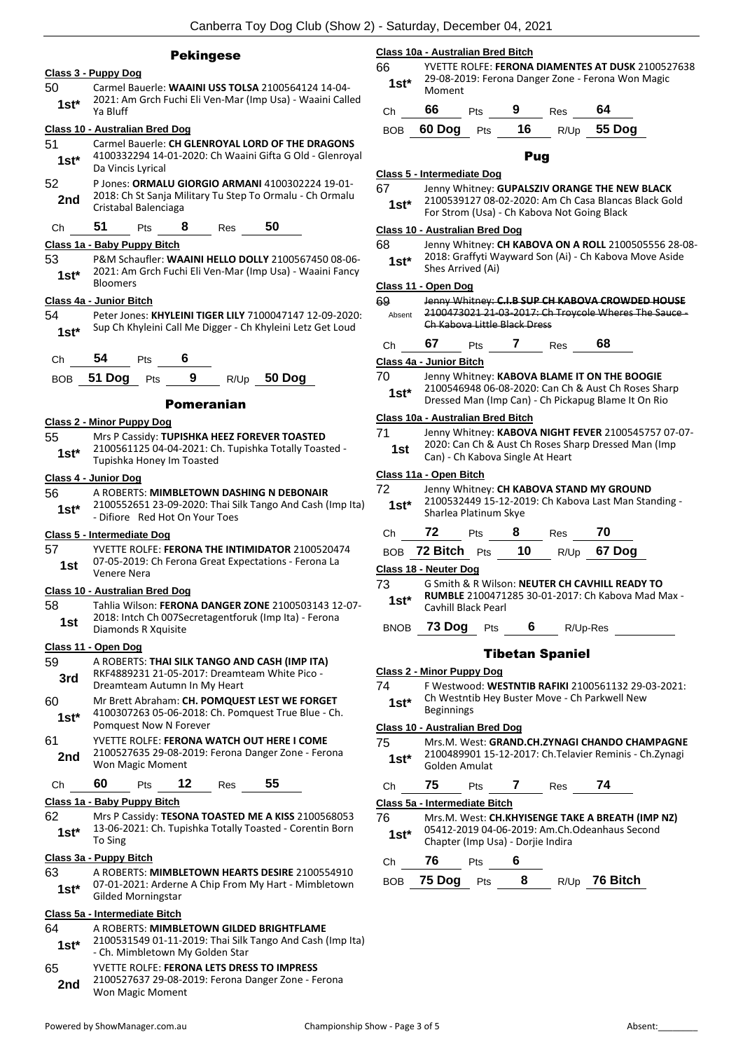## Pekingese

### Class 3 - Puppy Dog

50 **1st*** Carmel Bauerle: **WAAINI USS TOLSA** 2100564124 14-04-2021: Am Grch Fuchi Eli Ven-Mar (Imp Usa) - Waaini Called Ya Bluff

### Class 10 - Australian Bred Dog

51 **1st*** Carmel Bauerle: **CH GLENROYAL LORD OF THE DRAGONS** 4100332294 14-01-2020: Ch Waaini Gifta G Old - Glenroyal Da Vincis Lyrical

52 **2nd** P Jones: **ORMALU GIORGIO ARMANI** 4100302224 19-01-2018: Ch St Sanja Military Tu Step To Ormalu - Ch Ormalu Cristabal Balenciaga

Ch 51 Pts 8 Res 50

### Class 1a - Baby Puppy Bitch

53 **1st*** P&M Schaufler: **WAAINI HELLO DOLLY** 2100567450 08-06-2021: Am Grch Fuchi Eli Ven-Mar (Imp Usa) - Waaini Fancy Bloomers

### Class 4a - Junior Bitch

54 **1st*** Peter Jones: **KHYLEINI TIGER LILY** 7100047147 12-09-2020: Sup Ch Khyleini Call Me Digger - Ch Khyleini Letz Get Loud

Ch 54 Pts 6

BOB 51 Dog Pts 9 R/Up 50 Dog

## Pomeranian

### Class 2 - Minor Puppy Dog

55 **1st*** Mrs P Cassidy: **TUPISHKA HEEZ FOREVER TOASTED** 2100561125 04-04-2021: Ch. Tupishka Totally Toasted - Tupishka Honey Im Toasted

### Class 4 - Junior Dog

56 **1st*** A ROBERTS: **MIMBLETOWN DASHING N DEBONAIR** 2100552651 23-09-2020: Thai Silk Tango And Cash (Imp Ita) - Difiore Red Hot On Your Toes

### Class 5 - Intermediate Dog

57 **1st** YVETTE ROLFE: **FERONA THE INTIMIDATOR** 2100520474 07-05-2019: Ch Ferona Great Expectations - Ferona La Venere Nera

### Class 10 - Australian Bred Dog

58 **1st** Tahlia Wilson: **FERONA DANGER ZONE** 2100503143 12-07-2018: Intch Ch 007Secretagentforuk (Imp Ita) - Ferona Diamonds R Xquisite

### Class 11 - Open Dog

59 **3rd** A ROBERTS: **THAI SILK TANGO AND CASH (IMP ITA)** RKF4889231 21-05-2017: Dreamteam White Pico - Dreamteam Autumn In My Heart

60 **1st*** Mr Brett Abraham: **CH. POMQUEST LEST WE FORGET** 4100307263 05-06-2018: Ch. Pomquest True Blue - Ch. Pomquest Now N Forever

61 **2nd** YVETTE ROLFE: **FERONA WATCH OUT HERE I COME** 2100527635 29-08-2019: Ferona Danger Zone - Ferona Won Magic Moment

Ch 60 Pts 12 Res 55

### Class 1a - Baby Puppy Bitch

62 **1st*** Mrs P Cassidy: **TESONA TOASTED ME A KISS** 2100568053 13-06-2021: Ch. Tupishka Totally Toasted - Corentin Born To Sing

### Class 3a - Puppy Bitch

63 **1st*** A ROBERTS: **MIMBLETOWN HEARTS DESIRE** 2100554910 07-01-2021: Arderne A Chip From My Hart - Mimbletown Gilded Morningstar

### Class 5a - Intermediate Bitch

64 **1st*** A ROBERTS: **MIMBLETOWN GILDED BRIGHTFLAME** 2100531549 01-11-2019: Thai Silk Tango And Cash (Imp Ita) - Ch. Mimbletown My Golden Star

65 **2nd** YVETTE ROLFE: **FERONA LETS DRESS TO IMPRESS** 2100527637 29-08-2019: Ferona Danger Zone - Ferona Won Magic Moment

### Class 10a - Australian Bred Bitch

66 **1st*** YVETTE ROLFE: **FERONA DIAMENTES AT DUSK** 2100527638 29-08-2019: Ferona Danger Zone - Ferona Won Magic Moment

Ch 66 Pts 9 Res 64

BOB 60 Dog Pts 16 R/Up 55 Dog

## Pug

### Class 5 - Intermediate Dog

67 **1st*** Jenny Whitney: **GUPALSZIV ORANGE THE NEW BLACK** 2100539127 08-02-2020: Am Ch Casa Blancas Black Gold For Strom (Usa) - Ch Kabova Not Going Black

### Class 10 - Australian Bred Dog

68 **1st*** Jenny Whitney: **CH KABOVA ON A ROLL** 2100505556 28-08-2018: Graffyti Wayward Son (Ai) - Ch Kabova Move Aside Shes Arrived (Ai)

### Class 11 - Open Dog

69 Absent ~~Jenny Whitney: **C.I.B SUP CH KABOVA CROWDED HOUSE** 2100473021 21-03-2017: Ch Troycole Wheres The Sauce - Ch Kabova Little Black Dress~~

Ch 67 Pts 7 Res 68

### Class 4a - Junior Bitch

70 **1st*** Jenny Whitney: **KABOVA BLAME IT ON THE BOOGIE** 2100546948 06-08-2020: Can Ch & Aust Ch Roses Sharp Dressed Man (Imp Can) - Ch Pickapug Blame It On Rio

### Class 10a - Australian Bred Bitch

71 **1st** Jenny Whitney: **KABOVA NIGHT FEVER** 2100545757 07-07-2020: Can Ch & Aust Ch Roses Sharp Dressed Man (Imp Can) - Ch Kabova Single At Heart

### Class 11a - Open Bitch

72 **1st*** Jenny Whitney: **CH KABOVA STAND MY GROUND** 2100532449 15-12-2019: Ch Kabova Last Man Standing - Sharlea Platinum Skye

Ch 72 Pts 8 Res 70

BOB 72 Bitch Pts 10 R/Up 67 Dog

### Class 18 - Neuter Dog

73 **1st*** G Smith & R Wilson: **NEUTER CH CAVHILL READY TO RUMBLE** 2100471285 30-01-2017: Ch Kabova Mad Max - Cavhill Black Pearl

BNOB 73 Dog Pts 6 R/Up-Res

## Tibetan Spaniel

### Class 2 - Minor Puppy Dog

74 **1st*** F Westwood: **WESTNTIB RAFIKI** 2100561132 29-03-2021: Ch Westntib Hey Buster Move - Ch Parkwell New Beginnings

### Class 10 - Australian Bred Dog

75 **1st*** Mrs.M. West: **GRAND.CH.ZYNAGI CHANDO CHAMPAGNE** 2100489901 15-12-2017: Ch.Telavier Reminis - Ch.Zynagi Golden Amulat

Ch 75 Pts 7 Res 74

### Class 5a - Intermediate Bitch

76 **1st*** Mrs.M. West: **CH.KHYISENGE TAKE A BREATH (IMP NZ)** 05412-2019 04-06-2019: Am.Ch.Odeanhaus Second Chapter (Imp Usa) - Dorjie Indira

Ch 76 Pts 6

BOB 75 Dog Pts 8 R/Up 76 Bitch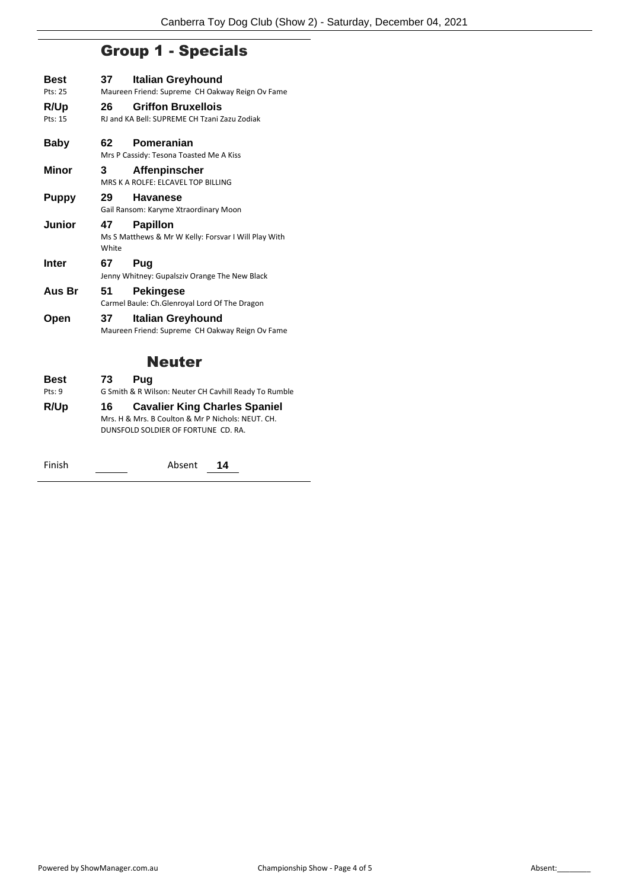## Group 1 - Specials

**Best** 37 **Italian Greyhound**
Pts: 25 Maureen Friend: Supreme CH Oakway Reign Ov Fame

**R/Up** 26 **Griffon Bruxellois**
Pts: 15 RJ and KA Bell: SUPREME CH Tzani Zazu Zodiak

**Baby** 62 **Pomeranian**
Mrs P Cassidy: Tesona Toasted Me A Kiss

**Minor** 3 **Affenpinscher**
MRS K A ROLFE: ELCAVEL TOP BILLING

**Puppy** 29 **Havanese**
Gail Ransom: Karyme Xtraordinary Moon

**Junior** 47 **Papillon**
Ms S Matthews & Mr W Kelly: Forsvar I Will Play With White

**Inter** 67 **Pug**
Jenny Whitney: Gupalsziv Orange The New Black

**Aus Br** 51 **Pekingese**
Carmel Baule: Ch.Glenroyal Lord Of The Dragon

**Open** 37 **Italian Greyhound**
Maureen Friend: Supreme CH Oakway Reign Ov Fame

## Neuter

**Best** 73 **Pug**
Pts: 9 G Smith & R Wilson: Neuter CH Cavhill Ready To Rumble

**R/Up** 16 **Cavalier King Charles Spaniel**
Mrs. H & Mrs. B Coulton & Mr P Nichols: NEUT. CH. DUNSFOLD SOLDIER OF FORTUNE CD. RA.

Finish ______ Absent **14**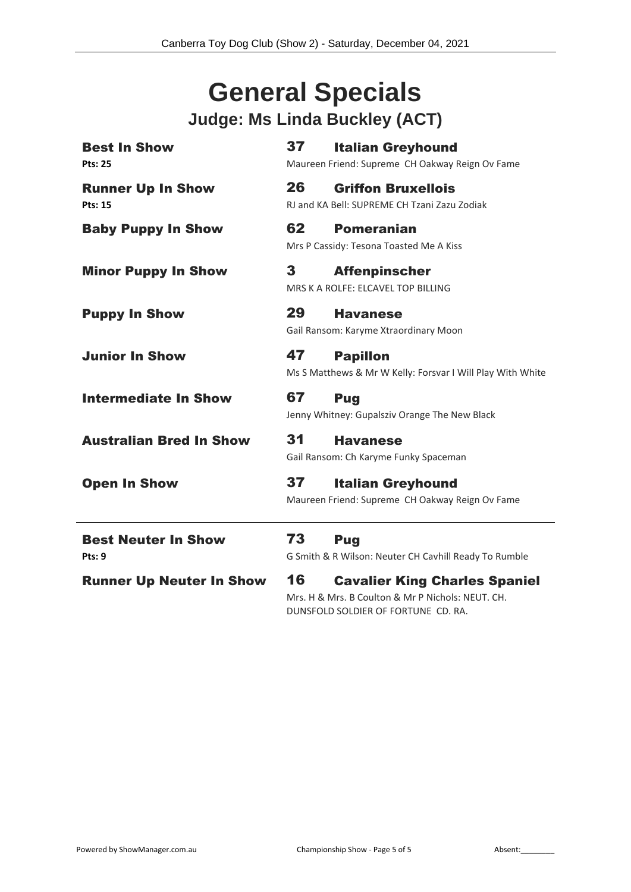# General Specials

## Judge: Ms Linda Buckley (ACT)

| | | |
|---|---|---|
| **Best In Show**<br>**Pts: 25** | **37** | **Italian Greyhound**<br>Maureen Friend: Supreme CH Oakway Reign Ov Fame |
| **Runner Up In Show**<br>**Pts: 15** | **26** | **Griffon Bruxellois**<br>RJ and KA Bell: SUPREME CH Tzani Zazu Zodiak |
| **Baby Puppy In Show** | **62** | **Pomeranian**<br>Mrs P Cassidy: Tesona Toasted Me A Kiss |
| **Minor Puppy In Show** | **3** | **Affenpinscher**<br>MRS K A ROLFE: ELCAVEL TOP BILLING |
| **Puppy In Show** | **29** | **Havanese**<br>Gail Ransom: Karyme Xtraordinary Moon |
| **Junior In Show** | **47** | **Papillon**<br>Ms S Matthews & Mr W Kelly: Forsvar I Will Play With White |
| **Intermediate In Show** | **67** | **Pug**<br>Jenny Whitney: Gupalsziv Orange The New Black |
| **Australian Bred In Show** | **31** | **Havanese**<br>Gail Ransom: Ch Karyme Funky Spaceman |
| **Open In Show** | **37** | **Italian Greyhound**<br>Maureen Friend: Supreme CH Oakway Reign Ov Fame |

---

| | | |
|---|---|---|
| **Best Neuter In Show**<br>**Pts: 9** | **73** | **Pug**<br>G Smith & R Wilson: Neuter CH Cavhill Ready To Rumble |
| **Runner Up Neuter In Show** | **16** | **Cavalier King Charles Spaniel**<br>Mrs. H & Mrs. B Coulton & Mr P Nichols: NEUT. CH. DUNSFOLD SOLDIER OF FORTUNE CD. RA. |

Absent:________